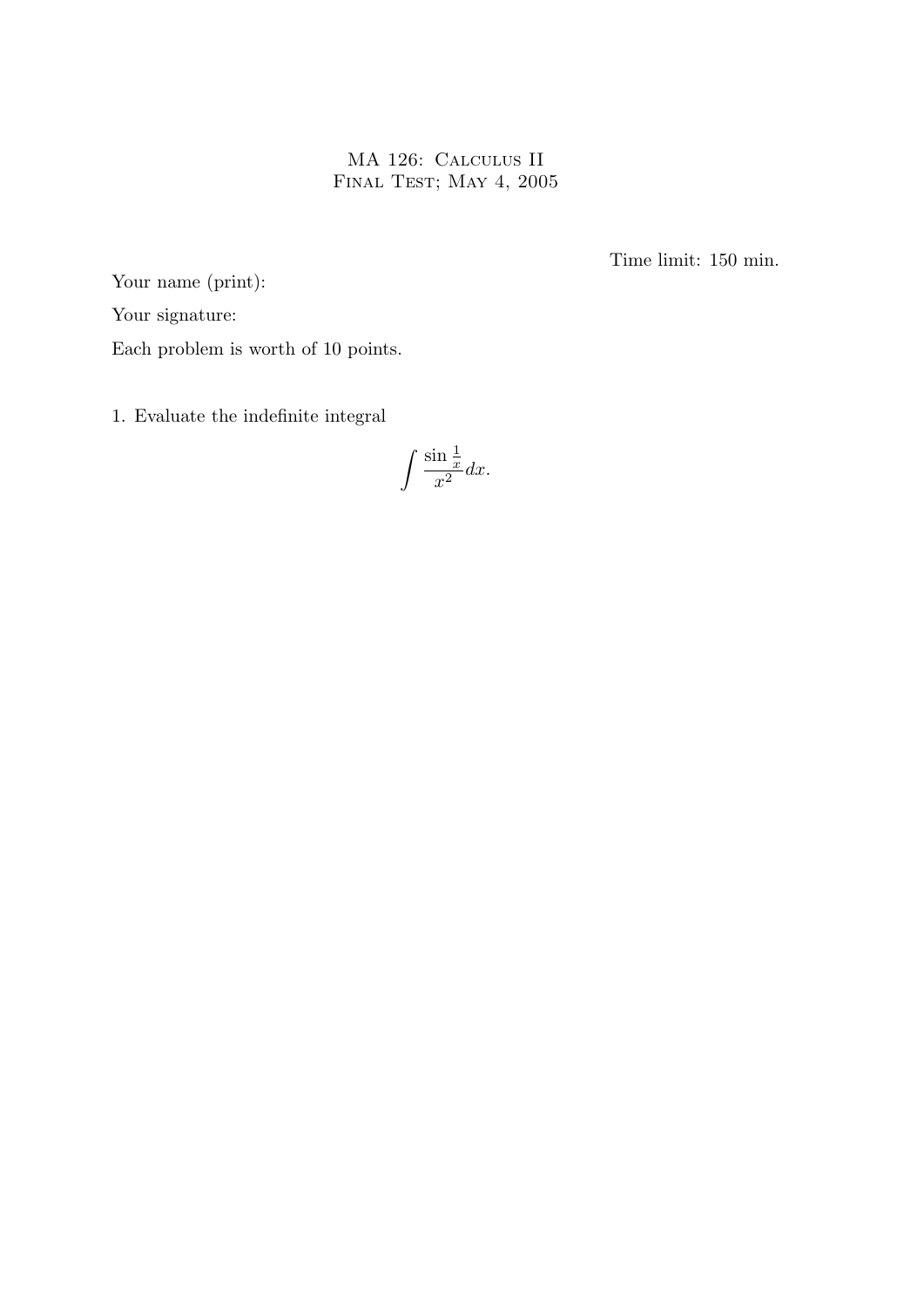# MA 126: Calculus II
## Final Test; May 4, 2005

Time limit: 150 min.

Your name (print):

Your signature:

Each problem is worth of 10 points.

1. Evaluate the indefinite integral

$$\int \frac{\sin \frac{1}{x}}{x^2} dx.$$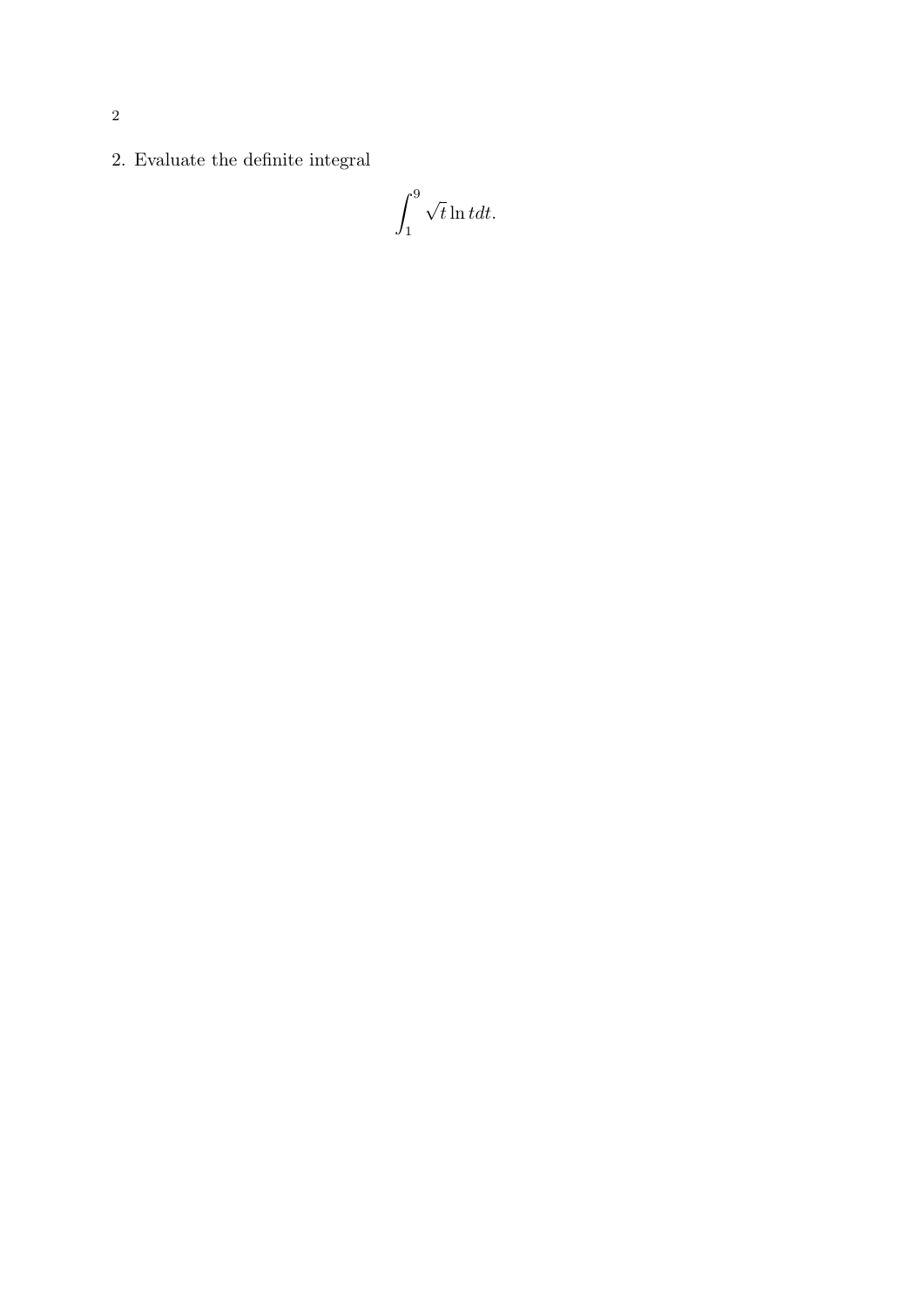2. Evaluate the definite integral

$$\int_1^9 \sqrt{t} \ln t dt.$$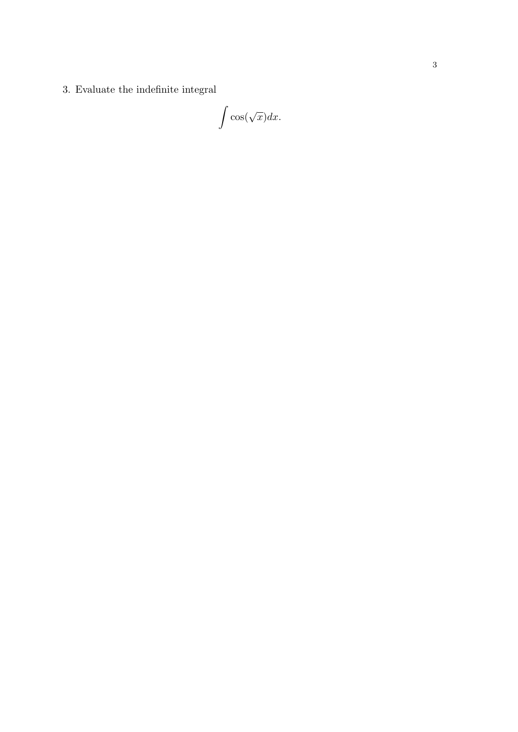3. Evaluate the indefinite integral

$$\int \cos(\sqrt{x}) dx.$$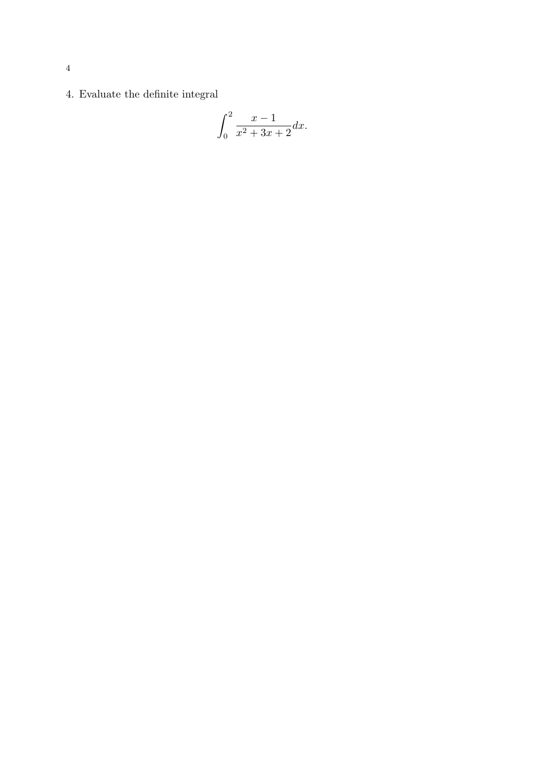4. Evaluate the definite integral

$$\int_0^2 \frac{x-1}{x^2+3x+2} dx.$$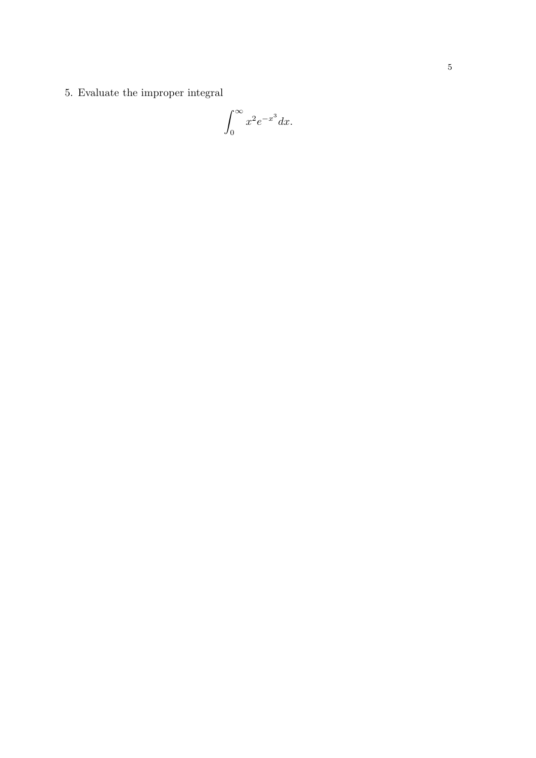5. Evaluate the improper integral

$$\int_0^{\infty} x^2 e^{-x^3}\, dx.$$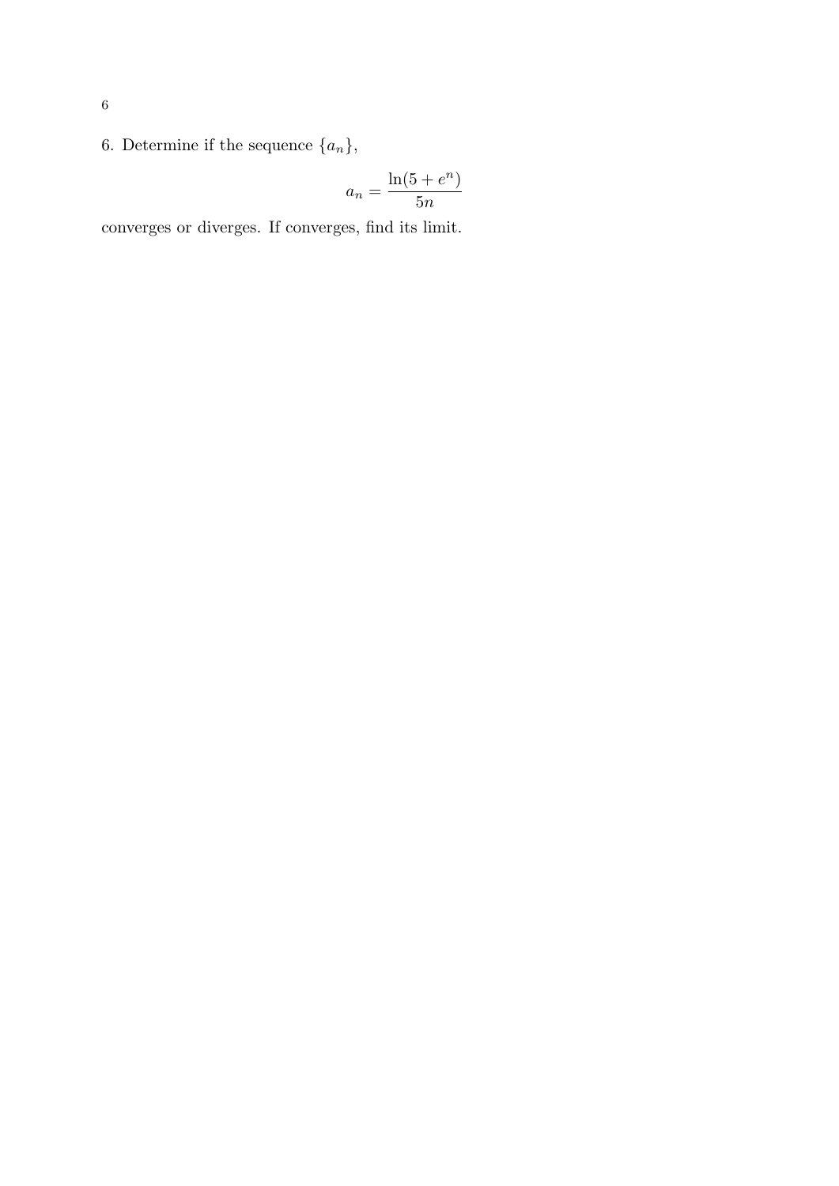6. Determine if the sequence $\{a_n\}$,

$$a_n = \frac{\ln(5 + e^n)}{5n}$$

converges or diverges. If converges, find its limit.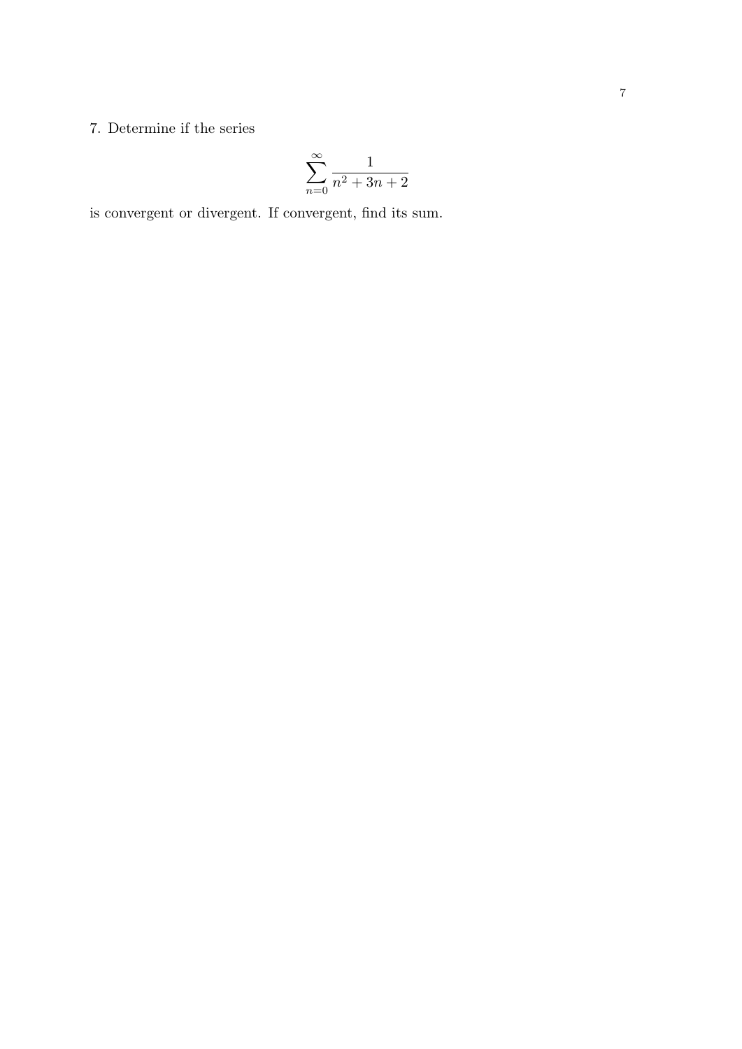7. Determine if the series

$$\sum_{n=0}^{\infty} \frac{1}{n^2 + 3n + 2}$$

is convergent or divergent. If convergent, find its sum.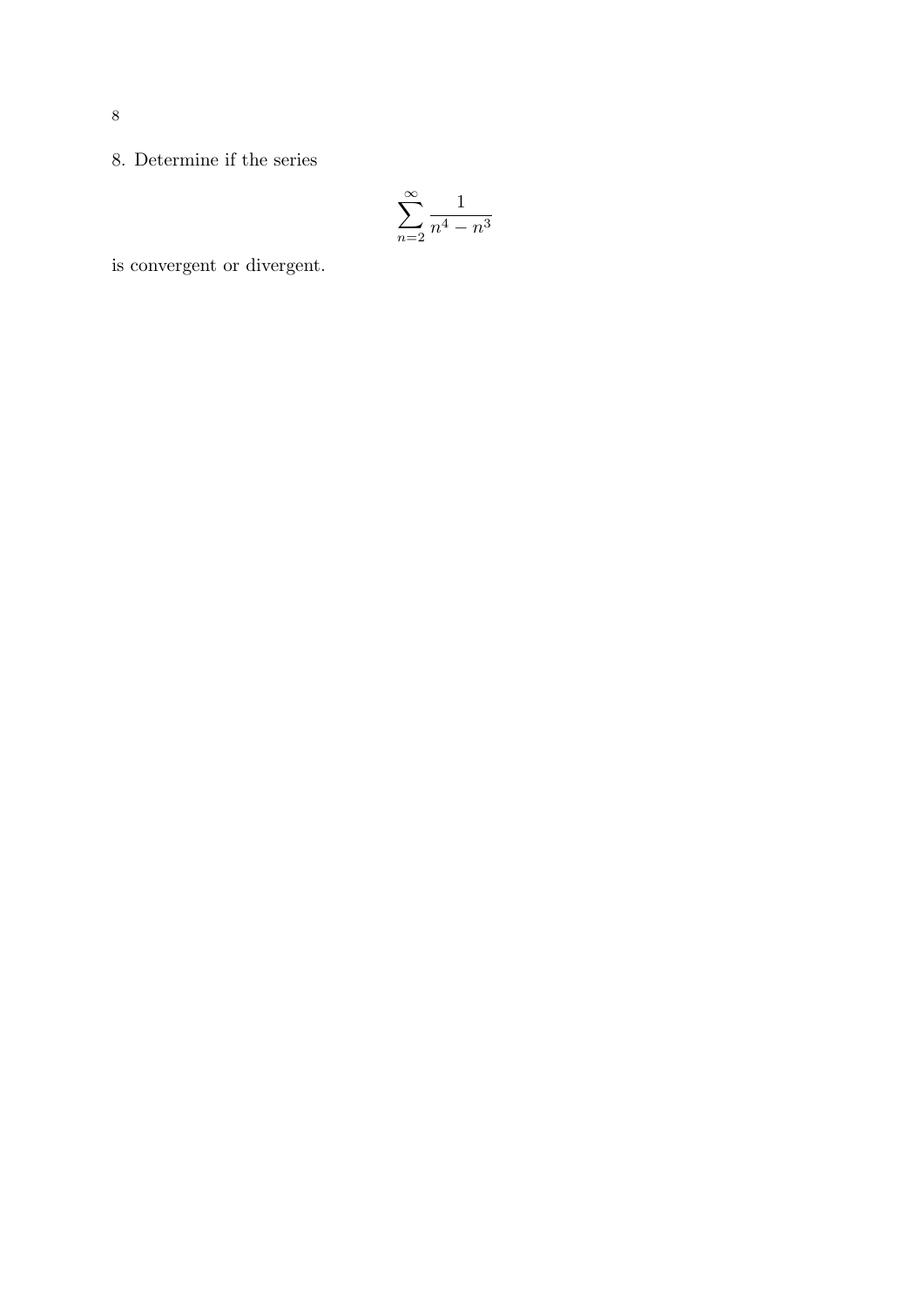8. Determine if the series

$$\sum_{n=2}^{\infty} \frac{1}{n^4 - n^3}$$

is convergent or divergent.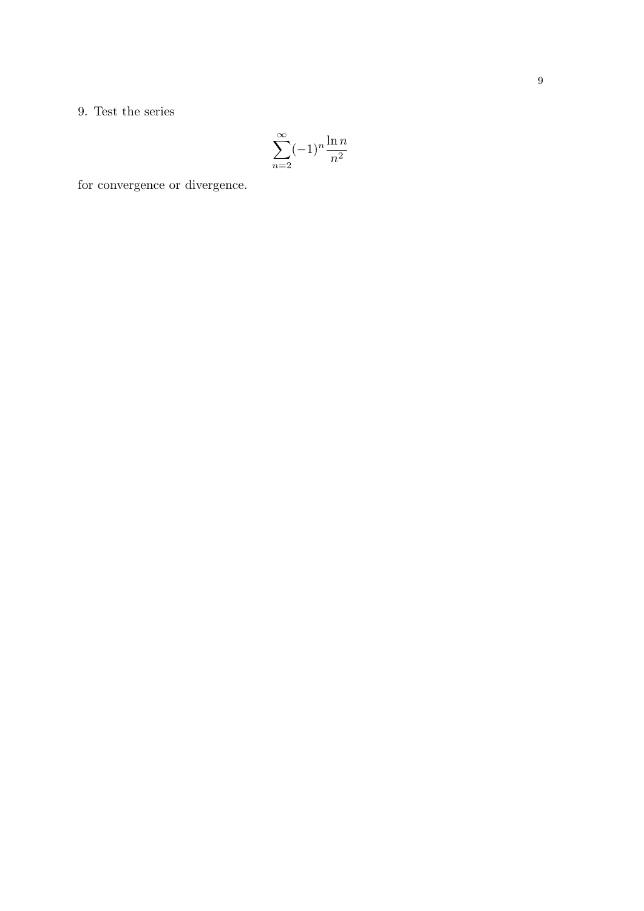9. Test the series

$$\sum_{n=2}^{\infty}(-1)^n \frac{\ln n}{n^2}$$

for convergence or divergence.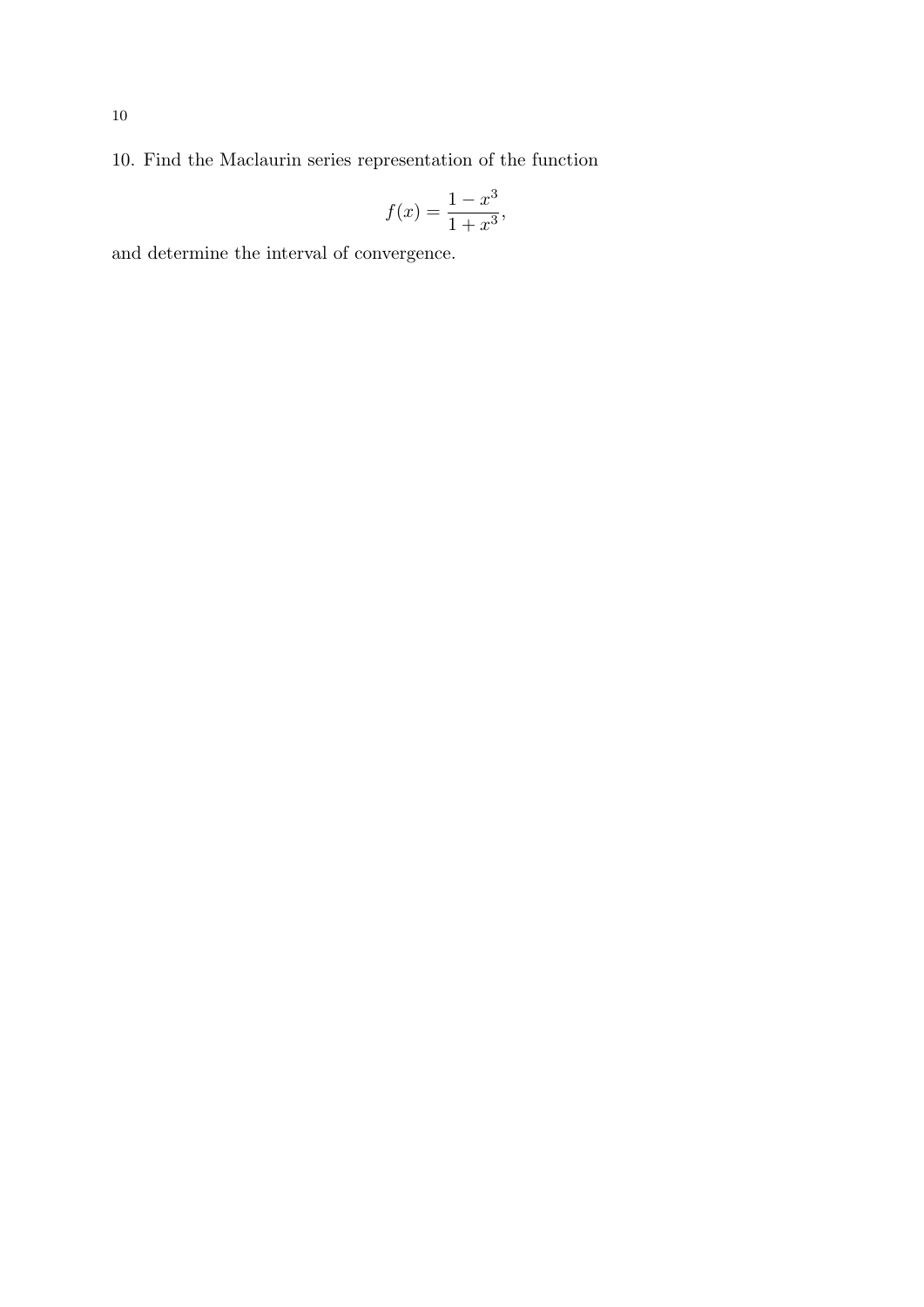10. Find the Maclaurin series representation of the function

$$f(x) = \frac{1 - x^3}{1 + x^3},$$

and determine the interval of convergence.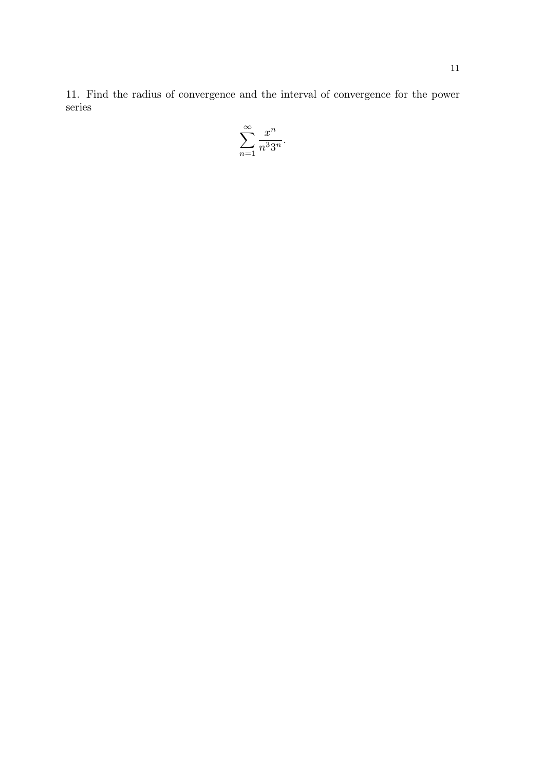11. Find the radius of convergence and the interval of convergence for the power series

$$\sum_{n=1}^{\infty} \frac{x^n}{n^3 3^n}.$$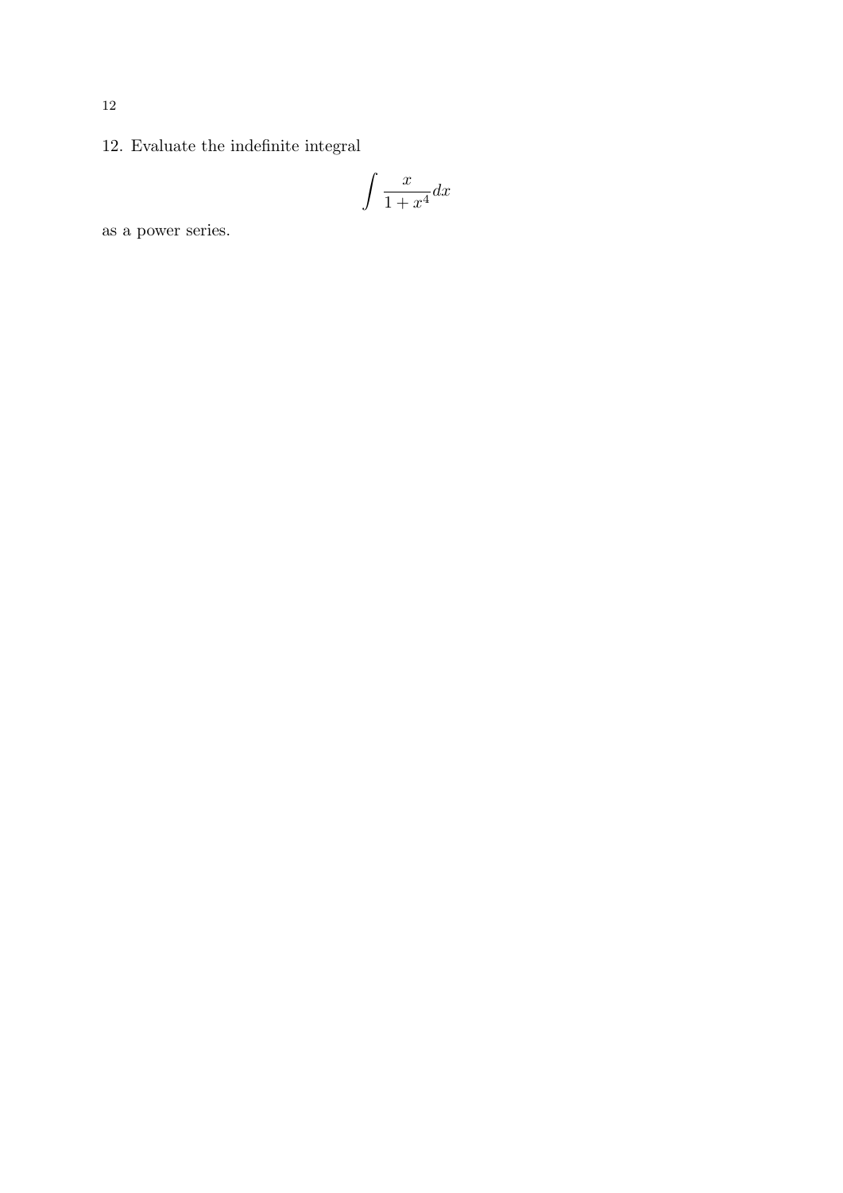12. Evaluate the indefinite integral

$$\int \frac{x}{1+x^4} dx$$

as a power series.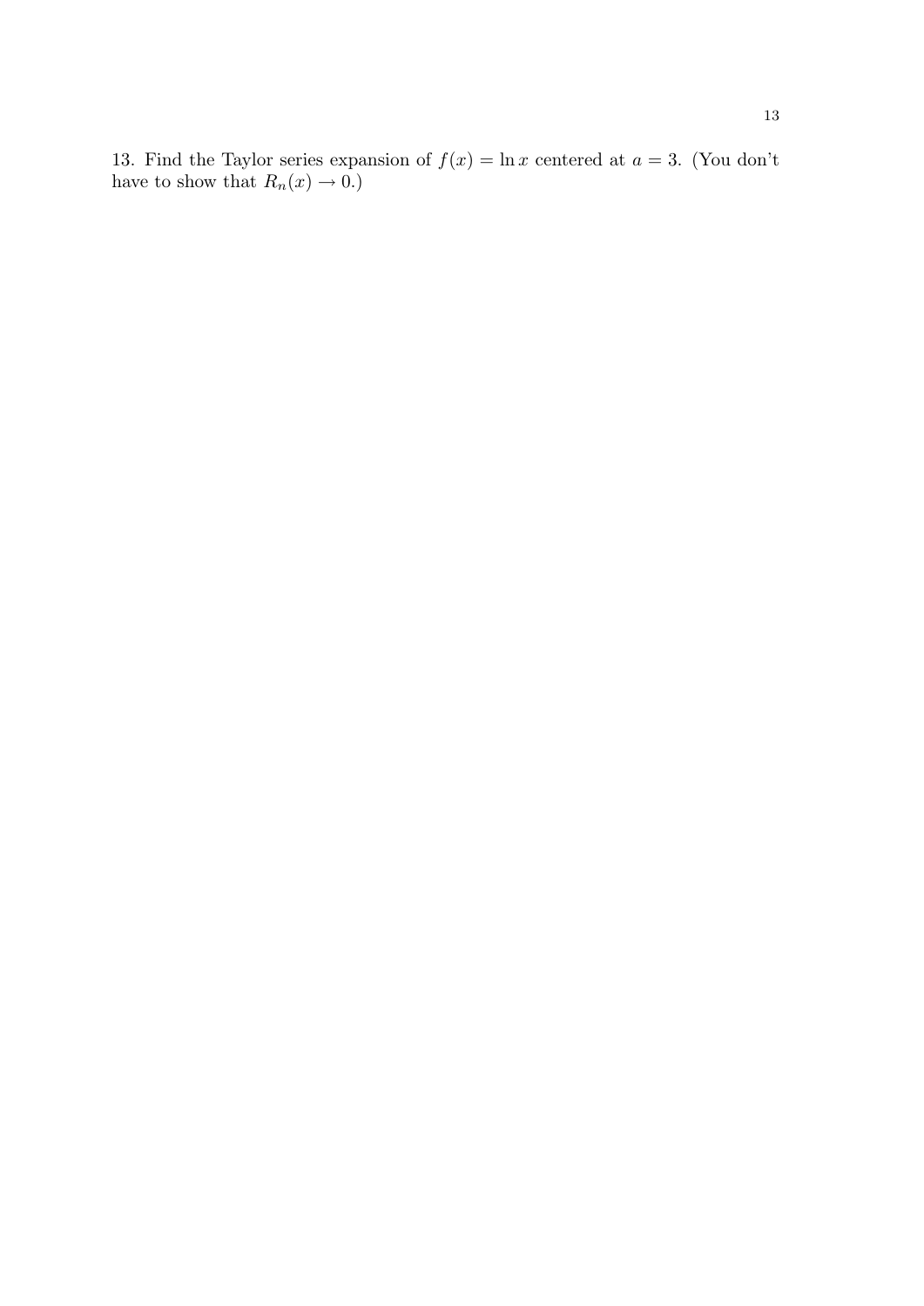13. Find the Taylor series expansion of $f(x) = \ln x$ centered at $a = 3$. (You don't have to show that $R_n(x) \to 0$.)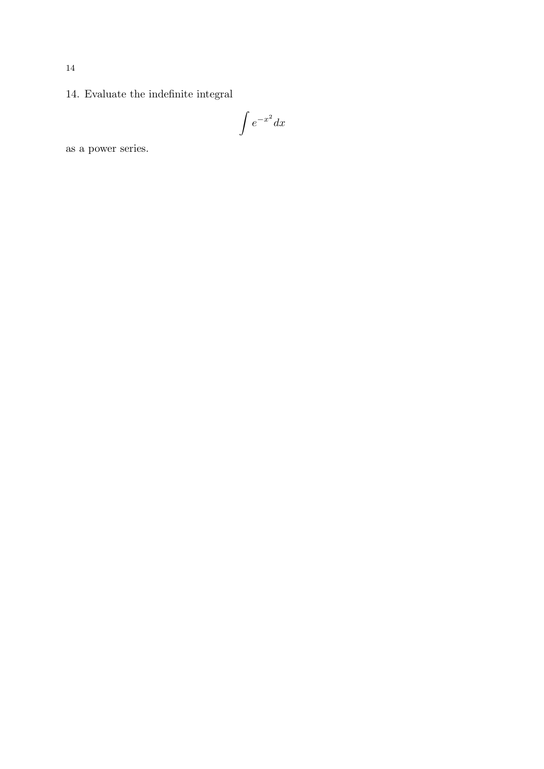14. Evaluate the indefinite integral

$$\int e^{-x^2} dx$$

as a power series.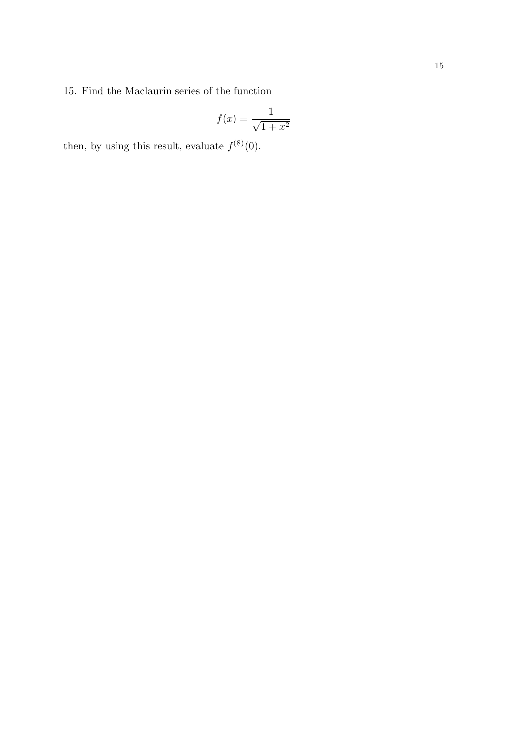15. Find the Maclaurin series of the function

$$f(x) = \frac{1}{\sqrt{1+x^2}}$$

then, by using this result, evaluate $f^{(8)}(0)$.